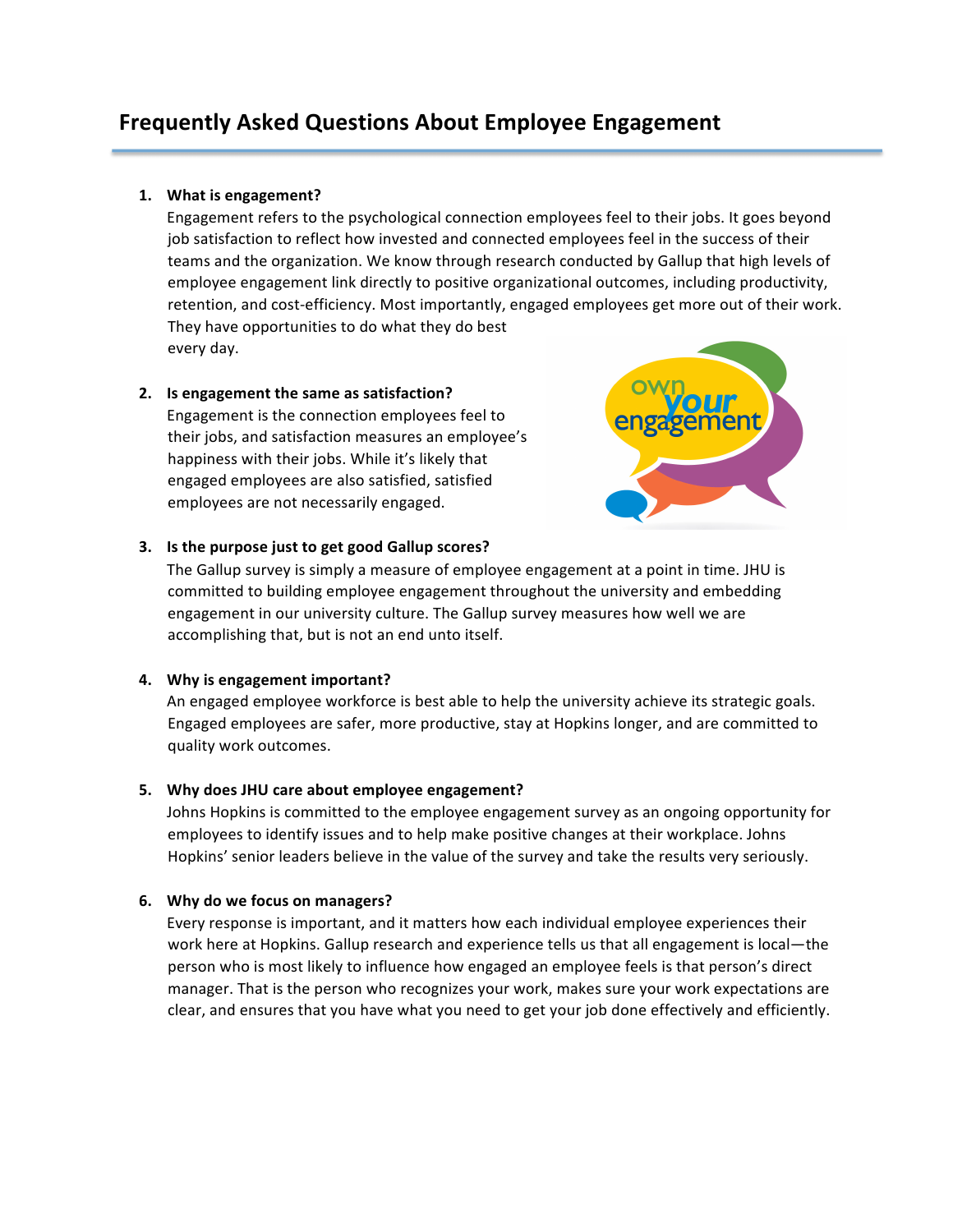# Frequently Asked Questions About Employee Engagement

1. **What is engagement?**
   Engagement refers to the psychological connection employees feel to their jobs. It goes beyond job satisfaction to reflect how invested and connected employees feel in the success of their teams and the organization. We know through research conducted by Gallup that high levels of employee engagement link directly to positive organizational outcomes, including productivity, retention, and cost-efficiency. Most importantly, engaged employees get more out of their work. They have opportunities to do what they do best every day.

2. **Is engagement the same as satisfaction?**
   Engagement is the connection employees feel to their jobs, and satisfaction measures an employee's happiness with their jobs. While it's likely that engaged employees are also satisfied, satisfied employees are not necessarily engaged.

3. **Is the purpose just to get good Gallup scores?**
   The Gallup survey is simply a measure of employee engagement at a point in time. JHU is committed to building employee engagement throughout the university and embedding engagement in our university culture. The Gallup survey measures how well we are accomplishing that, but is not an end unto itself.

4. **Why is engagement important?**
   An engaged employee workforce is best able to help the university achieve its strategic goals. Engaged employees are safer, more productive, stay at Hopkins longer, and are committed to quality work outcomes.

5. **Why does JHU care about employee engagement?**
   Johns Hopkins is committed to the employee engagement survey as an ongoing opportunity for employees to identify issues and to help make positive changes at their workplace. Johns Hopkins' senior leaders believe in the value of the survey and take the results very seriously.

6. **Why do we focus on managers?**
   Every response is important, and it matters how each individual employee experiences their work here at Hopkins. Gallup research and experience tells us that all engagement is local—the person who is most likely to influence how engaged an employee feels is that person's direct manager. That is the person who recognizes your work, makes sure your work expectations are clear, and ensures that you have what you need to get your job done effectively and efficiently.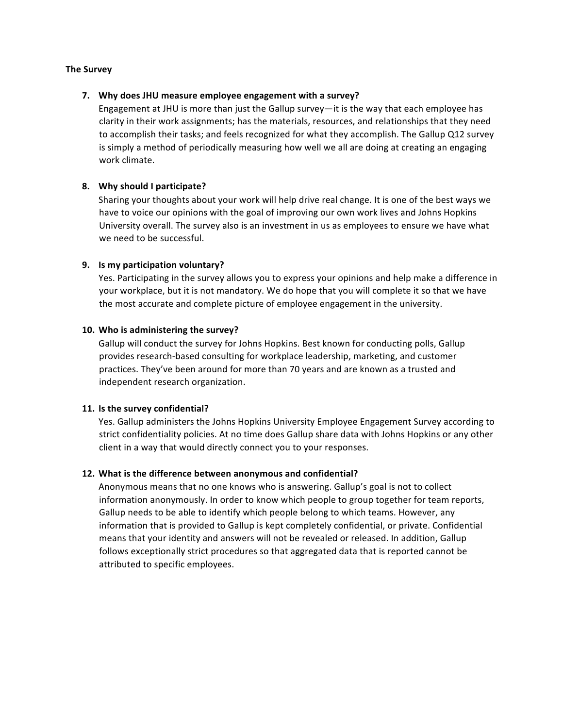**The Survey**

7. **Why does JHU measure employee engagement with a survey?**
   Engagement at JHU is more than just the Gallup survey—it is the way that each employee has clarity in their work assignments; has the materials, resources, and relationships that they need to accomplish their tasks; and feels recognized for what they accomplish. The Gallup Q12 survey is simply a method of periodically measuring how well we all are doing at creating an engaging work climate.

8. **Why should I participate?**
   Sharing your thoughts about your work will help drive real change. It is one of the best ways we have to voice our opinions with the goal of improving our own work lives and Johns Hopkins University overall. The survey also is an investment in us as employees to ensure we have what we need to be successful.

9. **Is my participation voluntary?**
   Yes. Participating in the survey allows you to express your opinions and help make a difference in your workplace, but it is not mandatory. We do hope that you will complete it so that we have the most accurate and complete picture of employee engagement in the university.

10. **Who is administering the survey?**
    Gallup will conduct the survey for Johns Hopkins. Best known for conducting polls, Gallup provides research-based consulting for workplace leadership, marketing, and customer practices. They've been around for more than 70 years and are known as a trusted and independent research organization.

11. **Is the survey confidential?**
    Yes. Gallup administers the Johns Hopkins University Employee Engagement Survey according to strict confidentiality policies. At no time does Gallup share data with Johns Hopkins or any other client in a way that would directly connect you to your responses.

12. **What is the difference between anonymous and confidential?**
    Anonymous means that no one knows who is answering. Gallup's goal is not to collect information anonymously. In order to know which people to group together for team reports, Gallup needs to be able to identify which people belong to which teams. However, any information that is provided to Gallup is kept completely confidential, or private. Confidential means that your identity and answers will not be revealed or released. In addition, Gallup follows exceptionally strict procedures so that aggregated data that is reported cannot be attributed to specific employees.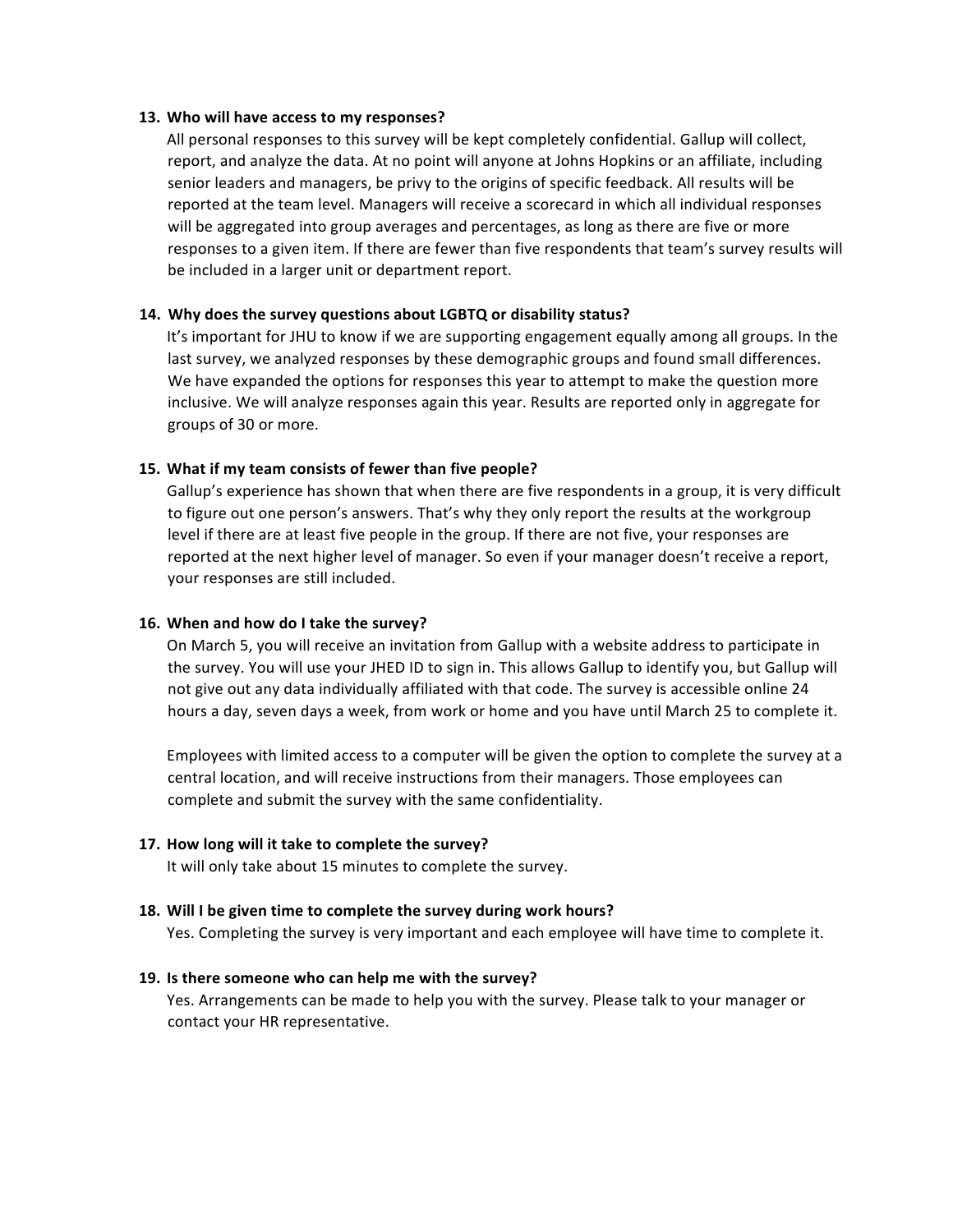**13. Who will have access to my responses?**

All personal responses to this survey will be kept completely confidential. Gallup will collect, report, and analyze the data. At no point will anyone at Johns Hopkins or an affiliate, including senior leaders and managers, be privy to the origins of specific feedback. All results will be reported at the team level. Managers will receive a scorecard in which all individual responses will be aggregated into group averages and percentages, as long as there are five or more responses to a given item. If there are fewer than five respondents that team's survey results will be included in a larger unit or department report.

**14. Why does the survey questions about LGBTQ or disability status?**

It's important for JHU to know if we are supporting engagement equally among all groups. In the last survey, we analyzed responses by these demographic groups and found small differences. We have expanded the options for responses this year to attempt to make the question more inclusive. We will analyze responses again this year. Results are reported only in aggregate for groups of 30 or more.

**15. What if my team consists of fewer than five people?**

Gallup's experience has shown that when there are five respondents in a group, it is very difficult to figure out one person's answers. That's why they only report the results at the workgroup level if there are at least five people in the group. If there are not five, your responses are reported at the next higher level of manager. So even if your manager doesn't receive a report, your responses are still included.

**16. When and how do I take the survey?**

On March 5, you will receive an invitation from Gallup with a website address to participate in the survey. You will use your JHED ID to sign in. This allows Gallup to identify you, but Gallup will not give out any data individually affiliated with that code. The survey is accessible online 24 hours a day, seven days a week, from work or home and you have until March 25 to complete it.

Employees with limited access to a computer will be given the option to complete the survey at a central location, and will receive instructions from their managers. Those employees can complete and submit the survey with the same confidentiality.

**17. How long will it take to complete the survey?**

It will only take about 15 minutes to complete the survey.

**18. Will I be given time to complete the survey during work hours?**

Yes. Completing the survey is very important and each employee will have time to complete it.

**19. Is there someone who can help me with the survey?**

Yes. Arrangements can be made to help you with the survey. Please talk to your manager or contact your HR representative.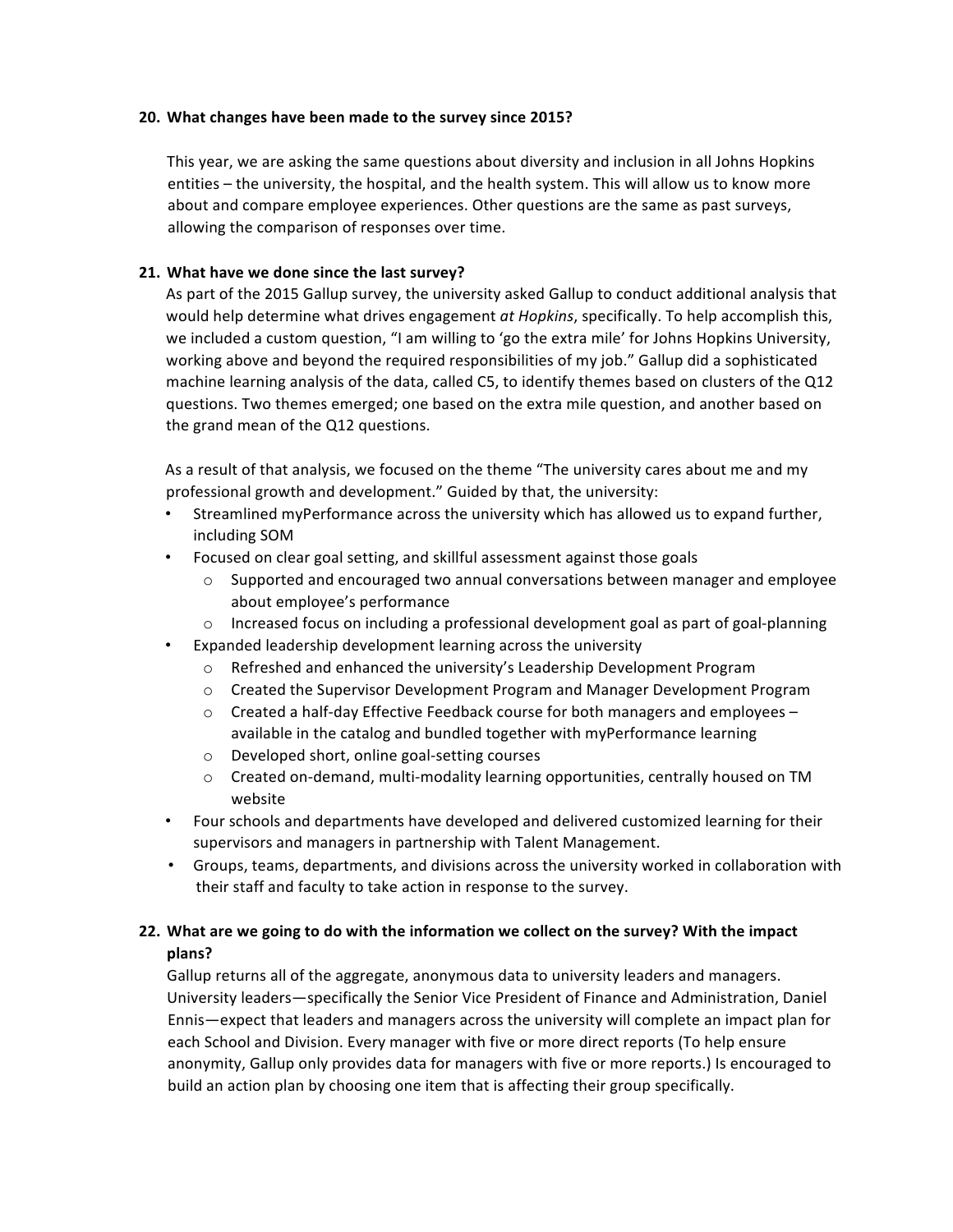**20. What changes have been made to the survey since 2015?**

This year, we are asking the same questions about diversity and inclusion in all Johns Hopkins entities – the university, the hospital, and the health system. This will allow us to know more about and compare employee experiences. Other questions are the same as past surveys, allowing the comparison of responses over time.

**21. What have we done since the last survey?**

As part of the 2015 Gallup survey, the university asked Gallup to conduct additional analysis that would help determine what drives engagement *at Hopkins*, specifically. To help accomplish this, we included a custom question, "I am willing to 'go the extra mile' for Johns Hopkins University, working above and beyond the required responsibilities of my job." Gallup did a sophisticated machine learning analysis of the data, called C5, to identify themes based on clusters of the Q12 questions. Two themes emerged; one based on the extra mile question, and another based on the grand mean of the Q12 questions.

As a result of that analysis, we focused on the theme "The university cares about me and my professional growth and development." Guided by that, the university:

- Streamlined myPerformance across the university which has allowed us to expand further, including SOM
- Focused on clear goal setting, and skillful assessment against those goals
  - Supported and encouraged two annual conversations between manager and employee about employee's performance
  - Increased focus on including a professional development goal as part of goal-planning
- Expanded leadership development learning across the university
  - Refreshed and enhanced the university's Leadership Development Program
  - Created the Supervisor Development Program and Manager Development Program
  - Created a half-day Effective Feedback course for both managers and employees – available in the catalog and bundled together with myPerformance learning
  - Developed short, online goal-setting courses
  - Created on-demand, multi-modality learning opportunities, centrally housed on TM website
- Four schools and departments have developed and delivered customized learning for their supervisors and managers in partnership with Talent Management.
- Groups, teams, departments, and divisions across the university worked in collaboration with their staff and faculty to take action in response to the survey.

**22. What are we going to do with the information we collect on the survey? With the impact plans?**

Gallup returns all of the aggregate, anonymous data to university leaders and managers. University leaders—specifically the Senior Vice President of Finance and Administration, Daniel Ennis—expect that leaders and managers across the university will complete an impact plan for each School and Division. Every manager with five or more direct reports (To help ensure anonymity, Gallup only provides data for managers with five or more reports.) Is encouraged to build an action plan by choosing one item that is affecting their group specifically.